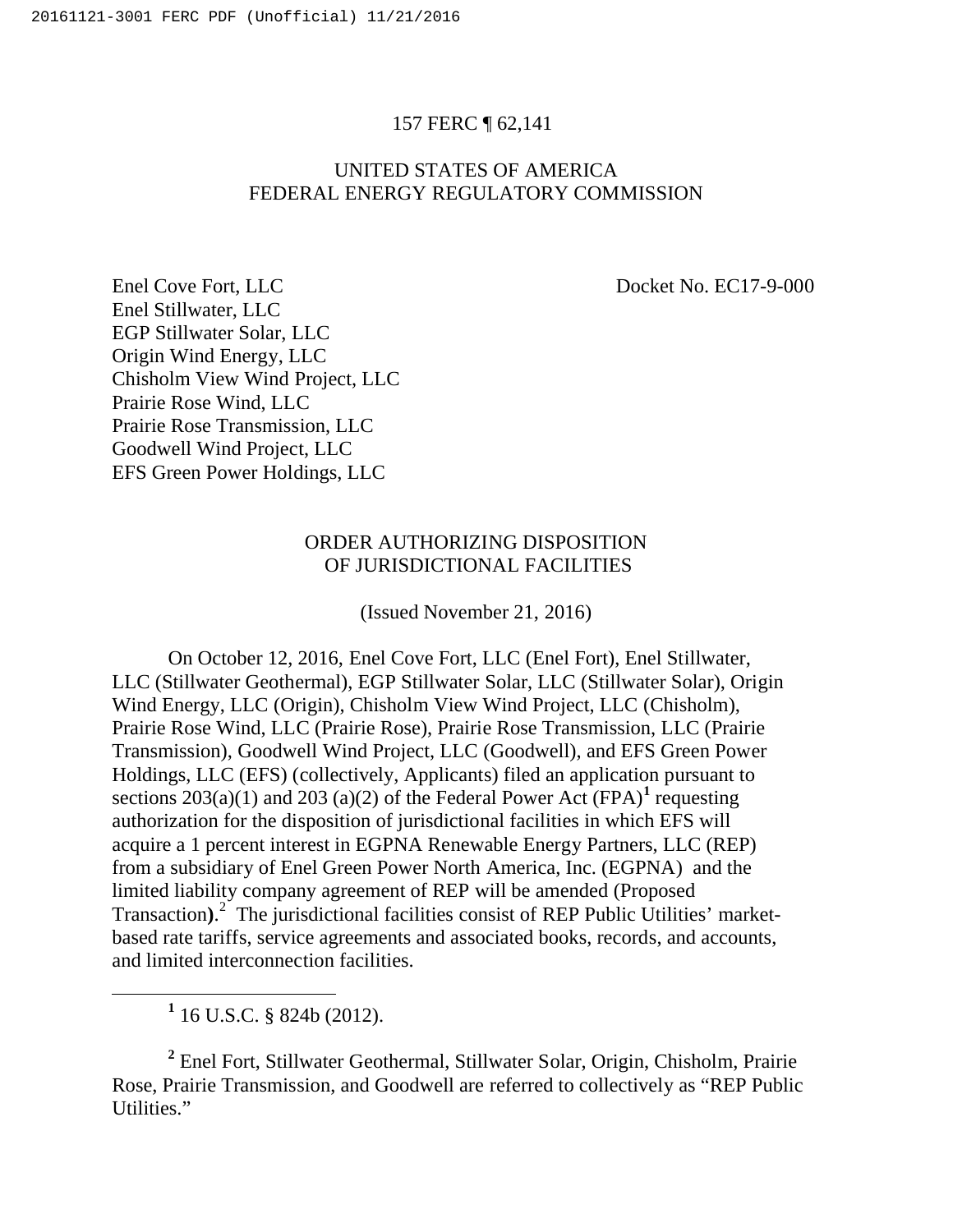157 FERC ¶ 62,141

UNITED STATES OF AMERICA
FEDERAL ENERGY REGULATORY COMMISSION

Enel Cove Fort, LLC
Enel Stillwater, LLC
EGP Stillwater Solar, LLC
Origin Wind Energy, LLC
Chisholm View Wind Project, LLC
Prairie Rose Wind, LLC
Prairie Rose Transmission, LLC
Goodwell Wind Project, LLC
EFS Green Power Holdings, LLC

Docket No. EC17-9-000

## ORDER AUTHORIZING DISPOSITION OF JURISDICTIONAL FACILITIES

(Issued November 21, 2016)

On October 12, 2016, Enel Cove Fort, LLC (Enel Fort), Enel Stillwater, LLC (Stillwater Geothermal), EGP Stillwater Solar, LLC (Stillwater Solar), Origin Wind Energy, LLC (Origin), Chisholm View Wind Project, LLC (Chisholm), Prairie Rose Wind, LLC (Prairie Rose), Prairie Rose Transmission, LLC (Prairie Transmission), Goodwell Wind Project, LLC (Goodwell), and EFS Green Power Holdings, LLC (EFS) (collectively, Applicants) filed an application pursuant to sections 203(a)(1) and 203 (a)(2) of the Federal Power Act (FPA)[1] requesting authorization for the disposition of jurisdictional facilities in which EFS will acquire a 1 percent interest in EGPNA Renewable Energy Partners, LLC (REP) from a subsidiary of Enel Green Power North America, Inc. (EGPNA) and the limited liability company agreement of REP will be amended (Proposed Transaction).[2] The jurisdictional facilities consist of REP Public Utilities' market-based rate tariffs, service agreements and associated books, records, and accounts, and limited interconnection facilities.

---

[1] 16 U.S.C. § 824b (2012).

[2] Enel Fort, Stillwater Geothermal, Stillwater Solar, Origin, Chisholm, Prairie Rose, Prairie Transmission, and Goodwell are referred to collectively as "REP Public Utilities."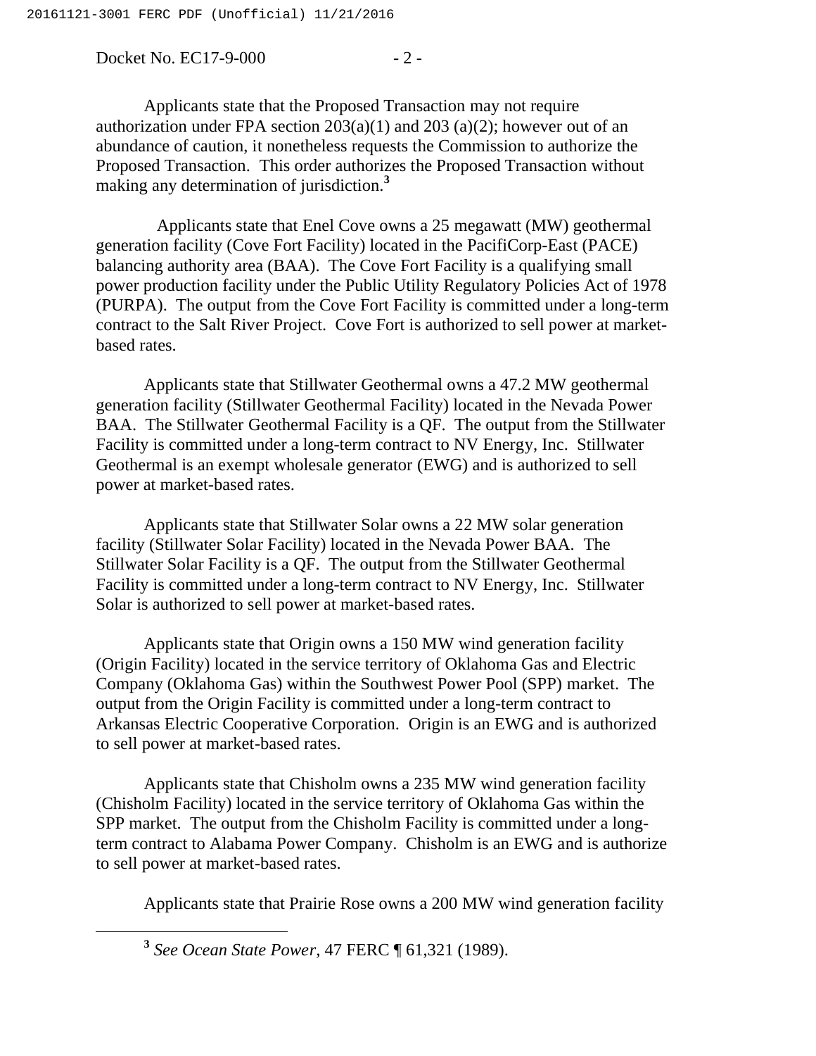Applicants state that the Proposed Transaction may not require authorization under FPA section 203(a)(1) and 203 (a)(2); however out of an abundance of caution, it nonetheless requests the Commission to authorize the Proposed Transaction. This order authorizes the Proposed Transaction without making any determination of jurisdiction.[3]

Applicants state that Enel Cove owns a 25 megawatt (MW) geothermal generation facility (Cove Fort Facility) located in the PacifiCorp-East (PACE) balancing authority area (BAA). The Cove Fort Facility is a qualifying small power production facility under the Public Utility Regulatory Policies Act of 1978 (PURPA). The output from the Cove Fort Facility is committed under a long-term contract to the Salt River Project. Cove Fort is authorized to sell power at market-based rates.

Applicants state that Stillwater Geothermal owns a 47.2 MW geothermal generation facility (Stillwater Geothermal Facility) located in the Nevada Power BAA. The Stillwater Geothermal Facility is a QF. The output from the Stillwater Facility is committed under a long-term contract to NV Energy, Inc. Stillwater Geothermal is an exempt wholesale generator (EWG) and is authorized to sell power at market-based rates.

Applicants state that Stillwater Solar owns a 22 MW solar generation facility (Stillwater Solar Facility) located in the Nevada Power BAA. The Stillwater Solar Facility is a QF. The output from the Stillwater Geothermal Facility is committed under a long-term contract to NV Energy, Inc. Stillwater Solar is authorized to sell power at market-based rates.

Applicants state that Origin owns a 150 MW wind generation facility (Origin Facility) located in the service territory of Oklahoma Gas and Electric Company (Oklahoma Gas) within the Southwest Power Pool (SPP) market. The output from the Origin Facility is committed under a long-term contract to Arkansas Electric Cooperative Corporation. Origin is an EWG and is authorized to sell power at market-based rates.

Applicants state that Chisholm owns a 235 MW wind generation facility (Chisholm Facility) located in the service territory of Oklahoma Gas within the SPP market. The output from the Chisholm Facility is committed under a long-term contract to Alabama Power Company. Chisholm is an EWG and is authorize to sell power at market-based rates.

Applicants state that Prairie Rose owns a 200 MW wind generation facility

[3] *See Ocean State Power*, 47 FERC ¶ 61,321 (1989).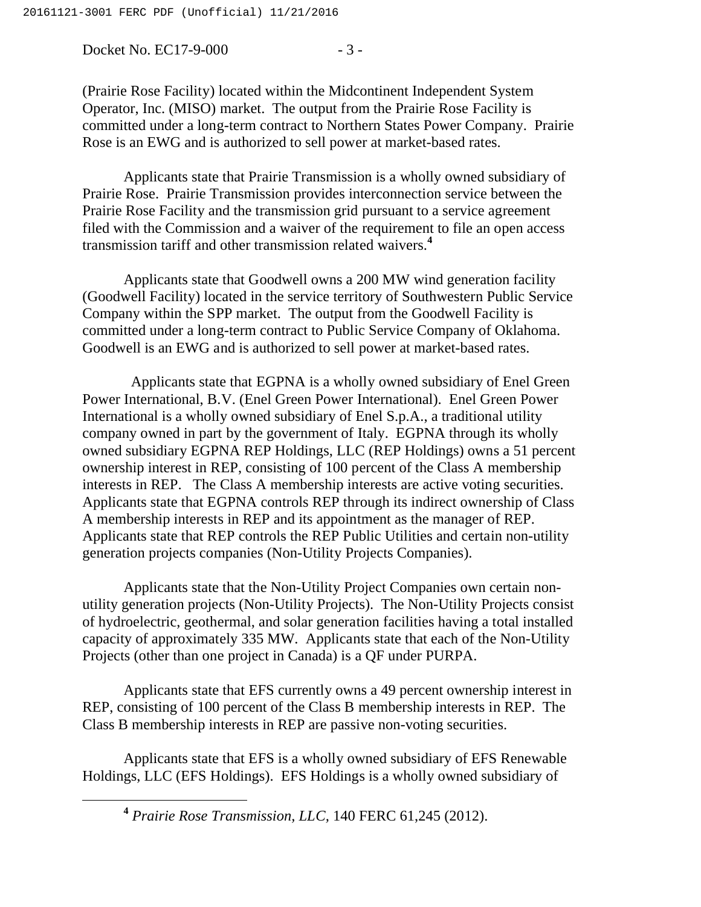(Prairie Rose Facility) located within the Midcontinent Independent System Operator, Inc. (MISO) market. The output from the Prairie Rose Facility is committed under a long-term contract to Northern States Power Company. Prairie Rose is an EWG and is authorized to sell power at market-based rates.

Applicants state that Prairie Transmission is a wholly owned subsidiary of Prairie Rose. Prairie Transmission provides interconnection service between the Prairie Rose Facility and the transmission grid pursuant to a service agreement filed with the Commission and a waiver of the requirement to file an open access transmission tariff and other transmission related waivers.[4]

Applicants state that Goodwell owns a 200 MW wind generation facility (Goodwell Facility) located in the service territory of Southwestern Public Service Company within the SPP market. The output from the Goodwell Facility is committed under a long-term contract to Public Service Company of Oklahoma. Goodwell is an EWG and is authorized to sell power at market-based rates.

Applicants state that EGPNA is a wholly owned subsidiary of Enel Green Power International, B.V. (Enel Green Power International). Enel Green Power International is a wholly owned subsidiary of Enel S.p.A., a traditional utility company owned in part by the government of Italy. EGPNA through its wholly owned subsidiary EGPNA REP Holdings, LLC (REP Holdings) owns a 51 percent ownership interest in REP, consisting of 100 percent of the Class A membership interests in REP. The Class A membership interests are active voting securities. Applicants state that EGPNA controls REP through its indirect ownership of Class A membership interests in REP and its appointment as the manager of REP. Applicants state that REP controls the REP Public Utilities and certain non-utility generation projects companies (Non-Utility Projects Companies).

Applicants state that the Non-Utility Project Companies own certain non-utility generation projects (Non-Utility Projects). The Non-Utility Projects consist of hydroelectric, geothermal, and solar generation facilities having a total installed capacity of approximately 335 MW. Applicants state that each of the Non-Utility Projects (other than one project in Canada) is a QF under PURPA.

Applicants state that EFS currently owns a 49 percent ownership interest in REP, consisting of 100 percent of the Class B membership interests in REP. The Class B membership interests in REP are passive non-voting securities.

Applicants state that EFS is a wholly owned subsidiary of EFS Renewable Holdings, LLC (EFS Holdings). EFS Holdings is a wholly owned subsidiary of

[4] *Prairie Rose Transmission, LLC*, 140 FERC 61,245 (2012).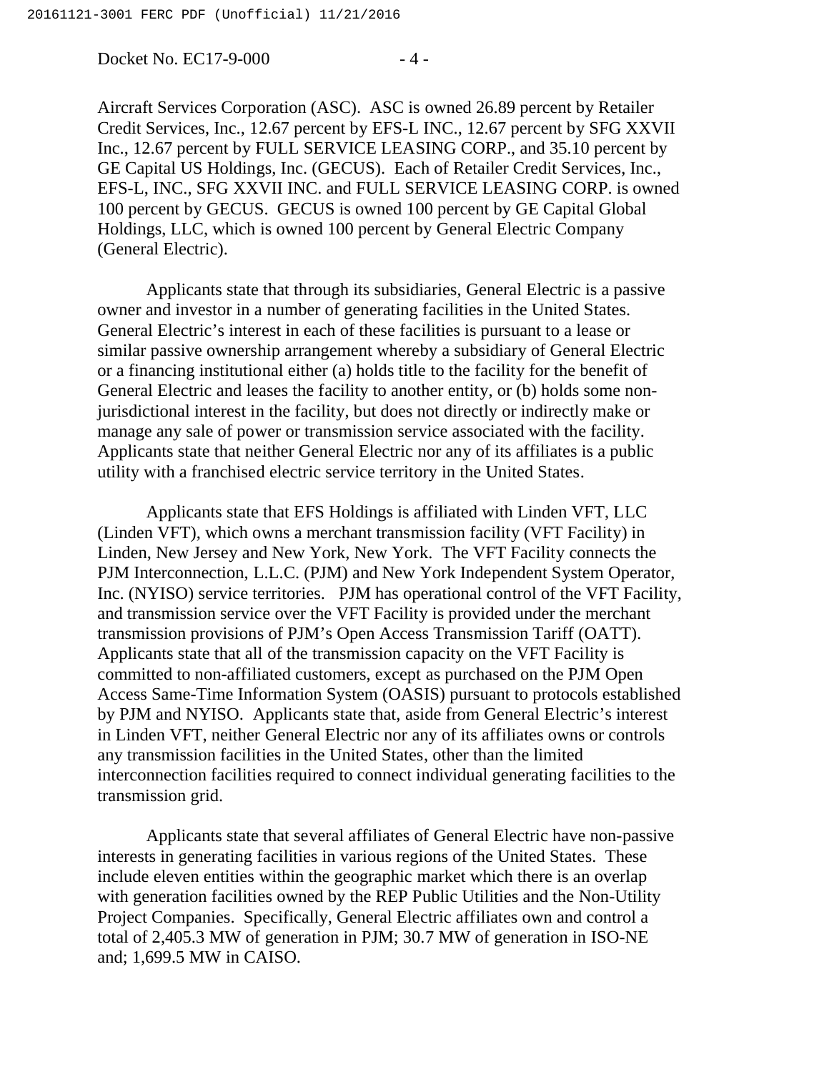Aircraft Services Corporation (ASC). ASC is owned 26.89 percent by Retailer Credit Services, Inc., 12.67 percent by EFS-L INC., 12.67 percent by SFG XXVII Inc., 12.67 percent by FULL SERVICE LEASING CORP., and 35.10 percent by GE Capital US Holdings, Inc. (GECUS). Each of Retailer Credit Services, Inc., EFS-L, INC., SFG XXVII INC. and FULL SERVICE LEASING CORP. is owned 100 percent by GECUS. GECUS is owned 100 percent by GE Capital Global Holdings, LLC, which is owned 100 percent by General Electric Company (General Electric).

Applicants state that through its subsidiaries, General Electric is a passive owner and investor in a number of generating facilities in the United States. General Electric's interest in each of these facilities is pursuant to a lease or similar passive ownership arrangement whereby a subsidiary of General Electric or a financing institutional either (a) holds title to the facility for the benefit of General Electric and leases the facility to another entity, or (b) holds some non-jurisdictional interest in the facility, but does not directly or indirectly make or manage any sale of power or transmission service associated with the facility. Applicants state that neither General Electric nor any of its affiliates is a public utility with a franchised electric service territory in the United States.

Applicants state that EFS Holdings is affiliated with Linden VFT, LLC (Linden VFT), which owns a merchant transmission facility (VFT Facility) in Linden, New Jersey and New York, New York. The VFT Facility connects the PJM Interconnection, L.L.C. (PJM) and New York Independent System Operator, Inc. (NYISO) service territories. PJM has operational control of the VFT Facility, and transmission service over the VFT Facility is provided under the merchant transmission provisions of PJM's Open Access Transmission Tariff (OATT). Applicants state that all of the transmission capacity on the VFT Facility is committed to non-affiliated customers, except as purchased on the PJM Open Access Same-Time Information System (OASIS) pursuant to protocols established by PJM and NYISO. Applicants state that, aside from General Electric's interest in Linden VFT, neither General Electric nor any of its affiliates owns or controls any transmission facilities in the United States, other than the limited interconnection facilities required to connect individual generating facilities to the transmission grid.

Applicants state that several affiliates of General Electric have non-passive interests in generating facilities in various regions of the United States. These include eleven entities within the geographic market which there is an overlap with generation facilities owned by the REP Public Utilities and the Non-Utility Project Companies. Specifically, General Electric affiliates own and control a total of 2,405.3 MW of generation in PJM; 30.7 MW of generation in ISO-NE and; 1,699.5 MW in CAISO.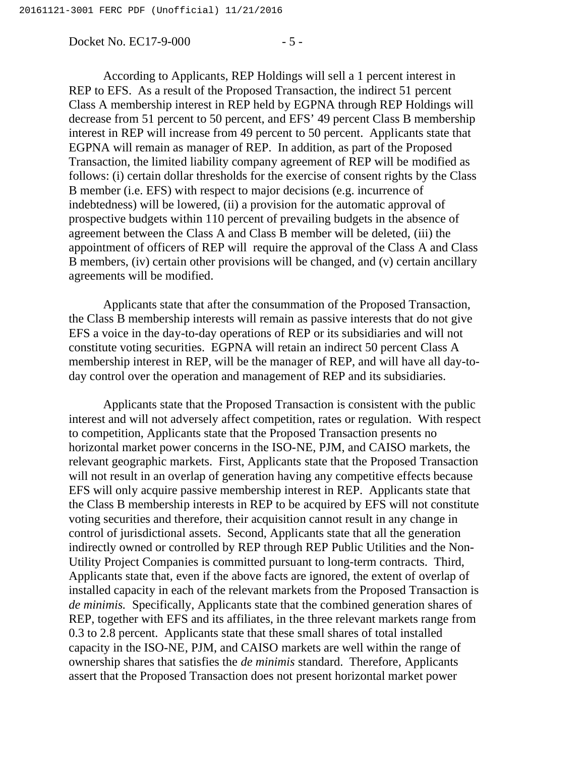According to Applicants, REP Holdings will sell a 1 percent interest in REP to EFS. As a result of the Proposed Transaction, the indirect 51 percent Class A membership interest in REP held by EGPNA through REP Holdings will decrease from 51 percent to 50 percent, and EFS' 49 percent Class B membership interest in REP will increase from 49 percent to 50 percent. Applicants state that EGPNA will remain as manager of REP. In addition, as part of the Proposed Transaction, the limited liability company agreement of REP will be modified as follows: (i) certain dollar thresholds for the exercise of consent rights by the Class B member (i.e. EFS) with respect to major decisions (e.g. incurrence of indebtedness) will be lowered, (ii) a provision for the automatic approval of prospective budgets within 110 percent of prevailing budgets in the absence of agreement between the Class A and Class B member will be deleted, (iii) the appointment of officers of REP will require the approval of the Class A and Class B members, (iv) certain other provisions will be changed, and (v) certain ancillary agreements will be modified.

Applicants state that after the consummation of the Proposed Transaction, the Class B membership interests will remain as passive interests that do not give EFS a voice in the day-to-day operations of REP or its subsidiaries and will not constitute voting securities. EGPNA will retain an indirect 50 percent Class A membership interest in REP, will be the manager of REP, and will have all day-to-day control over the operation and management of REP and its subsidiaries.

Applicants state that the Proposed Transaction is consistent with the public interest and will not adversely affect competition, rates or regulation. With respect to competition, Applicants state that the Proposed Transaction presents no horizontal market power concerns in the ISO-NE, PJM, and CAISO markets, the relevant geographic markets. First, Applicants state that the Proposed Transaction will not result in an overlap of generation having any competitive effects because EFS will only acquire passive membership interest in REP. Applicants state that the Class B membership interests in REP to be acquired by EFS will not constitute voting securities and therefore, their acquisition cannot result in any change in control of jurisdictional assets. Second, Applicants state that all the generation indirectly owned or controlled by REP through REP Public Utilities and the Non-Utility Project Companies is committed pursuant to long-term contracts. Third, Applicants state that, even if the above facts are ignored, the extent of overlap of installed capacity in each of the relevant markets from the Proposed Transaction is *de minimis.* Specifically, Applicants state that the combined generation shares of REP, together with EFS and its affiliates, in the three relevant markets range from 0.3 to 2.8 percent. Applicants state that these small shares of total installed capacity in the ISO-NE, PJM, and CAISO markets are well within the range of ownership shares that satisfies the *de minimis* standard. Therefore, Applicants assert that the Proposed Transaction does not present horizontal market power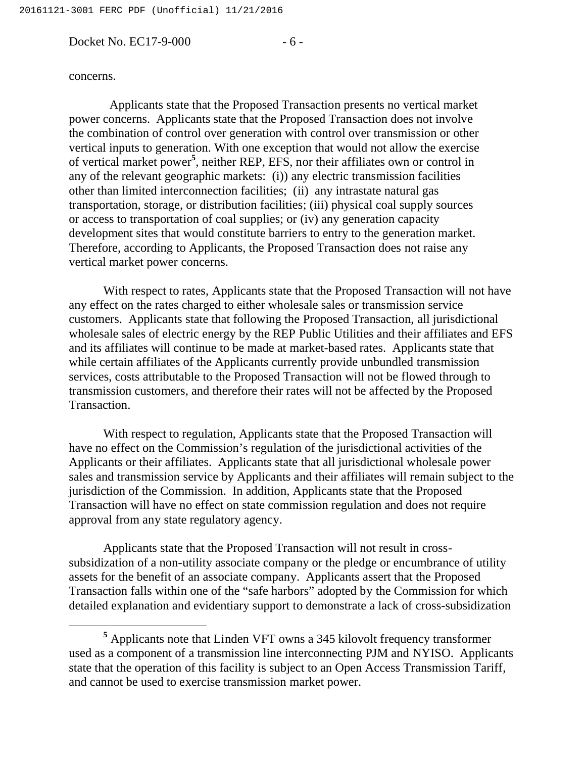concerns.

Applicants state that the Proposed Transaction presents no vertical market power concerns. Applicants state that the Proposed Transaction does not involve the combination of control over generation with control over transmission or other vertical inputs to generation. With one exception that would not allow the exercise of vertical market power[5], neither REP, EFS, nor their affiliates own or control in any of the relevant geographic markets: (i)) any electric transmission facilities other than limited interconnection facilities; (ii) any intrastate natural gas transportation, storage, or distribution facilities; (iii) physical coal supply sources or access to transportation of coal supplies; or (iv) any generation capacity development sites that would constitute barriers to entry to the generation market. Therefore, according to Applicants, the Proposed Transaction does not raise any vertical market power concerns.

With respect to rates, Applicants state that the Proposed Transaction will not have any effect on the rates charged to either wholesale sales or transmission service customers. Applicants state that following the Proposed Transaction, all jurisdictional wholesale sales of electric energy by the REP Public Utilities and their affiliates and EFS and its affiliates will continue to be made at market-based rates. Applicants state that while certain affiliates of the Applicants currently provide unbundled transmission services, costs attributable to the Proposed Transaction will not be flowed through to transmission customers, and therefore their rates will not be affected by the Proposed Transaction.

With respect to regulation, Applicants state that the Proposed Transaction will have no effect on the Commission's regulation of the jurisdictional activities of the Applicants or their affiliates. Applicants state that all jurisdictional wholesale power sales and transmission service by Applicants and their affiliates will remain subject to the jurisdiction of the Commission. In addition, Applicants state that the Proposed Transaction will have no effect on state commission regulation and does not require approval from any state regulatory agency.

Applicants state that the Proposed Transaction will not result in cross-subsidization of a non-utility associate company or the pledge or encumbrance of utility assets for the benefit of an associate company. Applicants assert that the Proposed Transaction falls within one of the "safe harbors" adopted by the Commission for which detailed explanation and evidentiary support to demonstrate a lack of cross-subsidization

[5] Applicants note that Linden VFT owns a 345 kilovolt frequency transformer used as a component of a transmission line interconnecting PJM and NYISO. Applicants state that the operation of this facility is subject to an Open Access Transmission Tariff, and cannot be used to exercise transmission market power.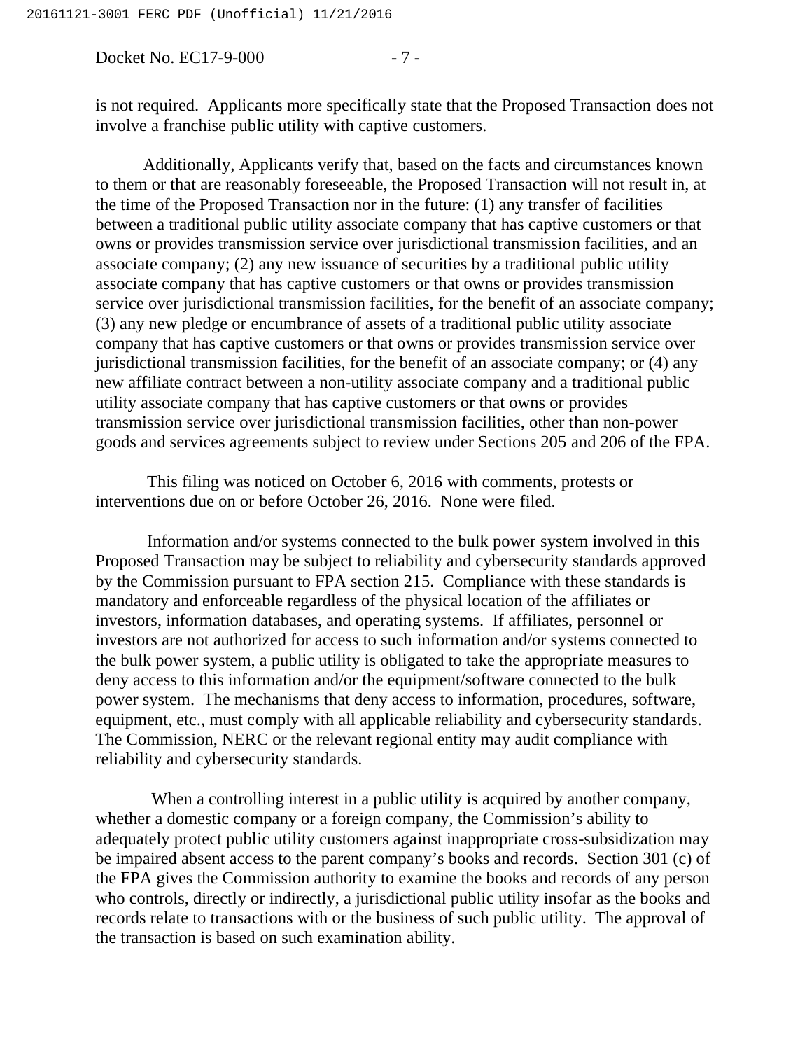is not required. Applicants more specifically state that the Proposed Transaction does not involve a franchise public utility with captive customers.

Additionally, Applicants verify that, based on the facts and circumstances known to them or that are reasonably foreseeable, the Proposed Transaction will not result in, at the time of the Proposed Transaction nor in the future: (1) any transfer of facilities between a traditional public utility associate company that has captive customers or that owns or provides transmission service over jurisdictional transmission facilities, and an associate company; (2) any new issuance of securities by a traditional public utility associate company that has captive customers or that owns or provides transmission service over jurisdictional transmission facilities, for the benefit of an associate company; (3) any new pledge or encumbrance of assets of a traditional public utility associate company that has captive customers or that owns or provides transmission service over jurisdictional transmission facilities, for the benefit of an associate company; or (4) any new affiliate contract between a non-utility associate company and a traditional public utility associate company that has captive customers or that owns or provides transmission service over jurisdictional transmission facilities, other than non-power goods and services agreements subject to review under Sections 205 and 206 of the FPA.

This filing was noticed on October 6, 2016 with comments, protests or interventions due on or before October 26, 2016. None were filed.

Information and/or systems connected to the bulk power system involved in this Proposed Transaction may be subject to reliability and cybersecurity standards approved by the Commission pursuant to FPA section 215. Compliance with these standards is mandatory and enforceable regardless of the physical location of the affiliates or investors, information databases, and operating systems. If affiliates, personnel or investors are not authorized for access to such information and/or systems connected to the bulk power system, a public utility is obligated to take the appropriate measures to deny access to this information and/or the equipment/software connected to the bulk power system. The mechanisms that deny access to information, procedures, software, equipment, etc., must comply with all applicable reliability and cybersecurity standards. The Commission, NERC or the relevant regional entity may audit compliance with reliability and cybersecurity standards.

When a controlling interest in a public utility is acquired by another company, whether a domestic company or a foreign company, the Commission's ability to adequately protect public utility customers against inappropriate cross-subsidization may be impaired absent access to the parent company's books and records. Section 301 (c) of the FPA gives the Commission authority to examine the books and records of any person who controls, directly or indirectly, a jurisdictional public utility insofar as the books and records relate to transactions with or the business of such public utility. The approval of the transaction is based on such examination ability.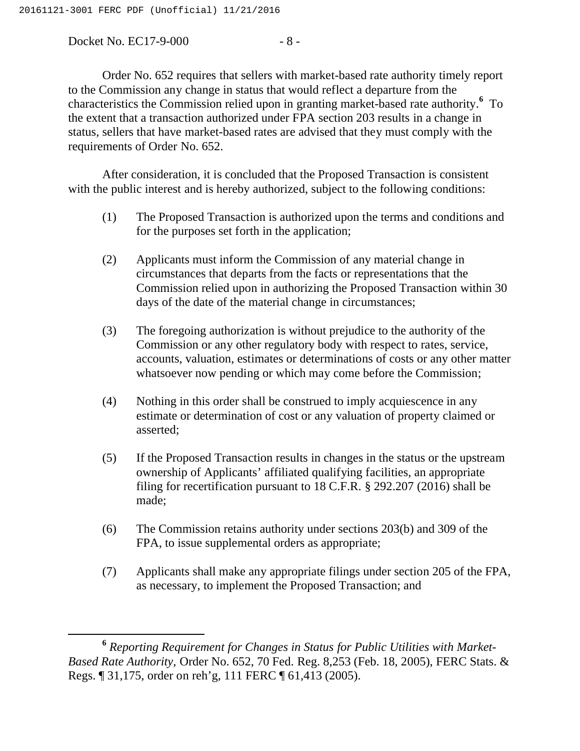Order No. 652 requires that sellers with market-based rate authority timely report to the Commission any change in status that would reflect a departure from the characteristics the Commission relied upon in granting market-based rate authority.[6] To the extent that a transaction authorized under FPA section 203 results in a change in status, sellers that have market-based rates are advised that they must comply with the requirements of Order No. 652.

After consideration, it is concluded that the Proposed Transaction is consistent with the public interest and is hereby authorized, subject to the following conditions:

(1) The Proposed Transaction is authorized upon the terms and conditions and for the purposes set forth in the application;

(2) Applicants must inform the Commission of any material change in circumstances that departs from the facts or representations that the Commission relied upon in authorizing the Proposed Transaction within 30 days of the date of the material change in circumstances;

(3) The foregoing authorization is without prejudice to the authority of the Commission or any other regulatory body with respect to rates, service, accounts, valuation, estimates or determinations of costs or any other matter whatsoever now pending or which may come before the Commission;

(4) Nothing in this order shall be construed to imply acquiescence in any estimate or determination of cost or any valuation of property claimed or asserted;

(5) If the Proposed Transaction results in changes in the status or the upstream ownership of Applicants' affiliated qualifying facilities, an appropriate filing for recertification pursuant to 18 C.F.R. § 292.207 (2016) shall be made;

(6) The Commission retains authority under sections 203(b) and 309 of the FPA, to issue supplemental orders as appropriate;

(7) Applicants shall make any appropriate filings under section 205 of the FPA, as necessary, to implement the Proposed Transaction; and

---

[6] *Reporting Requirement for Changes in Status for Public Utilities with Market-Based Rate Authority*, Order No. 652, 70 Fed. Reg. 8,253 (Feb. 18, 2005), FERC Stats. & Regs. ¶ 31,175, order on reh'g, 111 FERC ¶ 61,413 (2005).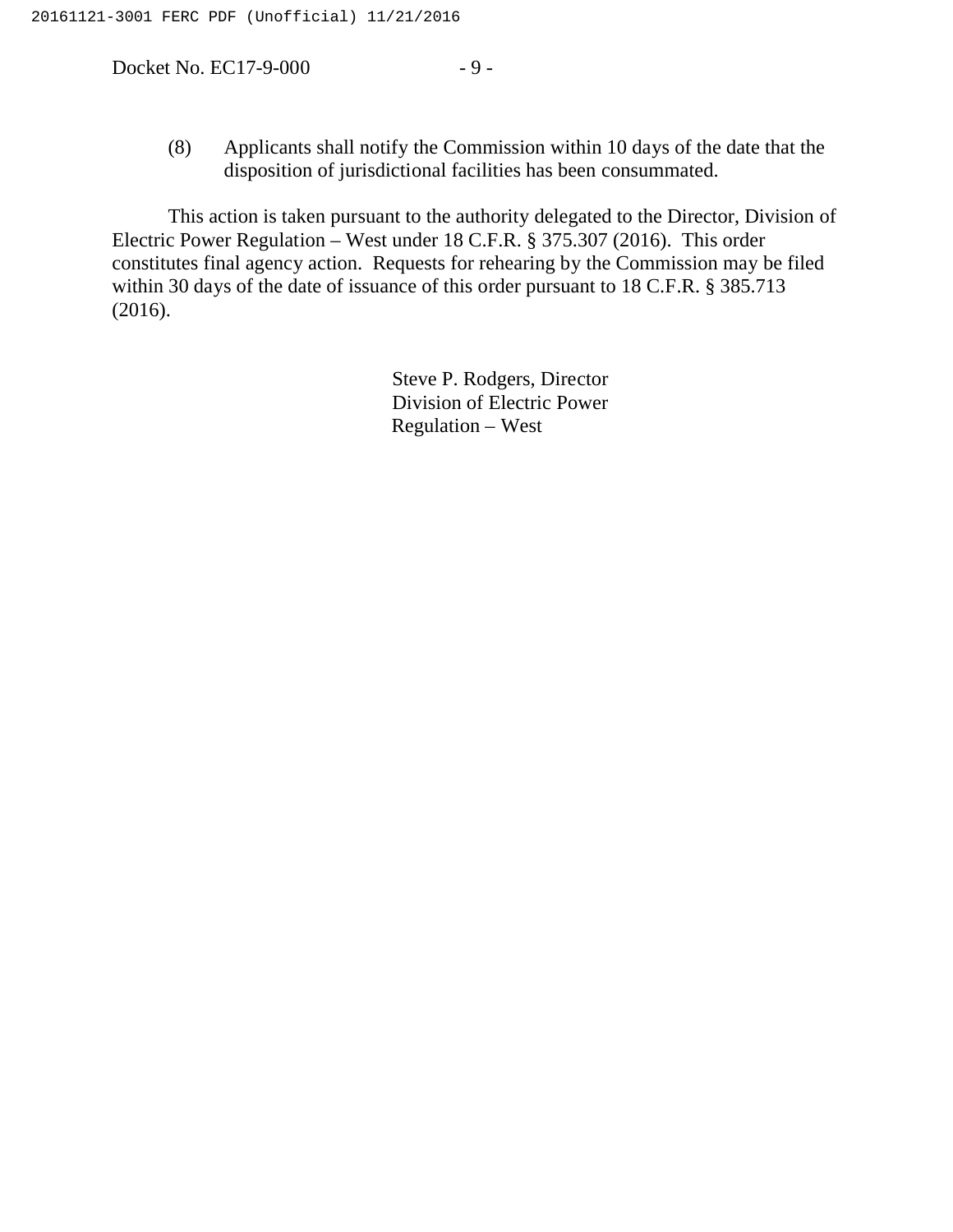(8) Applicants shall notify the Commission within 10 days of the date that the disposition of jurisdictional facilities has been consummated.

This action is taken pursuant to the authority delegated to the Director, Division of Electric Power Regulation – West under 18 C.F.R. § 375.307 (2016). This order constitutes final agency action. Requests for rehearing by the Commission may be filed within 30 days of the date of issuance of this order pursuant to 18 C.F.R. § 385.713 (2016).

Steve P. Rodgers, Director
Division of Electric Power
Regulation – West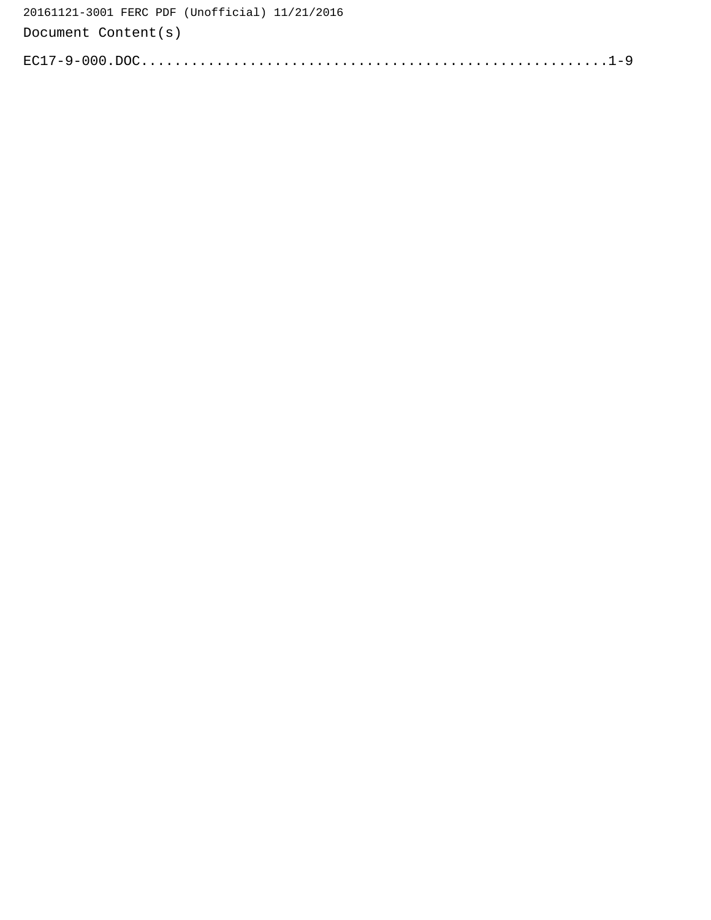Document Content(s)

EC17-9-000.DOC......................................................1-9